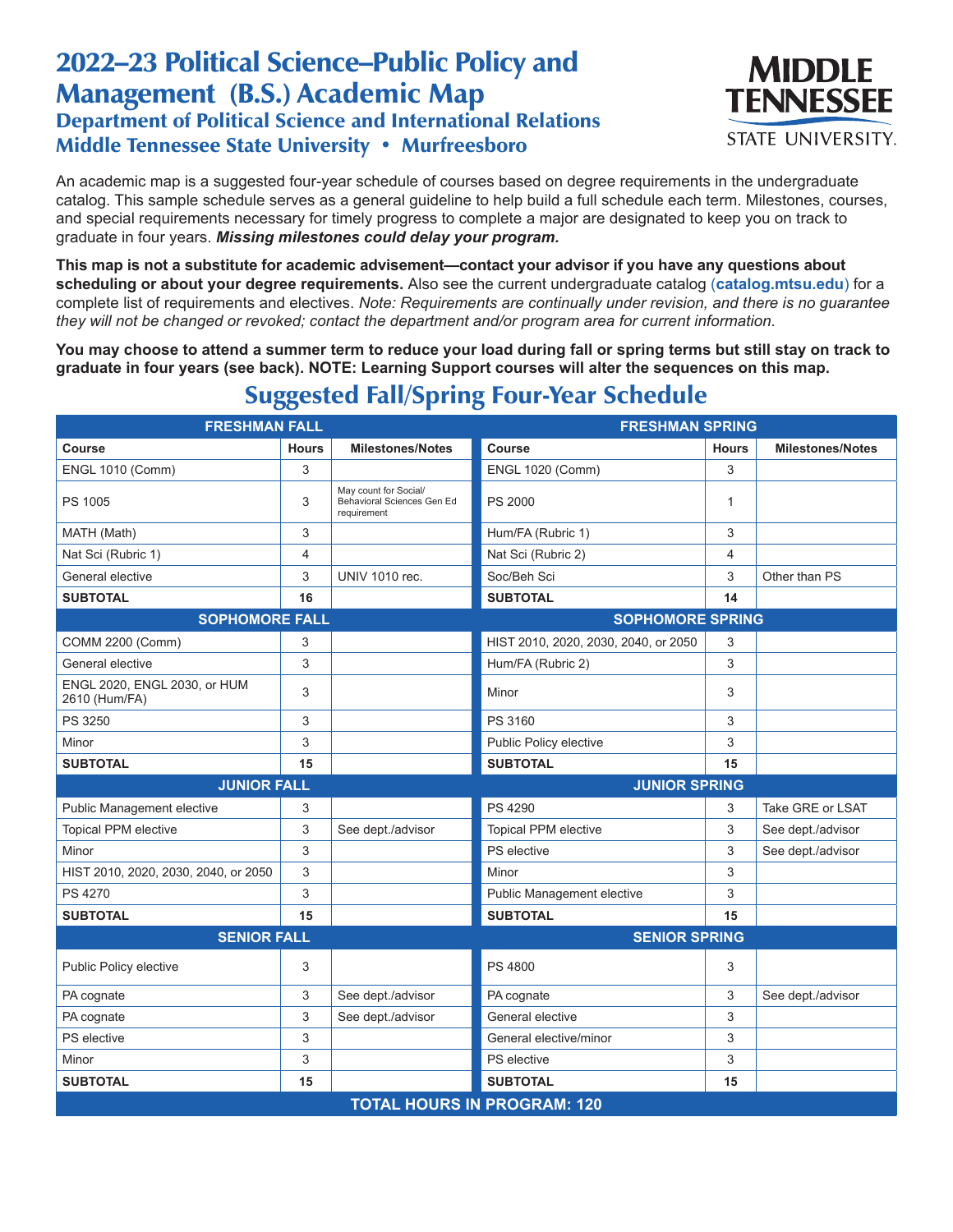# 2022–23 Political Science–Public Policy and Management (B.S.) Academic Map

## Department of Political Science and International Relations
## Middle Tennessee State University • Murfreesboro

An academic map is a suggested four-year schedule of courses based on degree requirements in the undergraduate catalog. This sample schedule serves as a general guideline to help build a full schedule each term. Milestones, courses, and special requirements necessary for timely progress to complete a major are designated to keep you on track to graduate in four years. ***Missing milestones could delay your program.***

**This map is not a substitute for academic advisement—contact your advisor if you have any questions about scheduling or about your degree requirements.** Also see the current undergraduate catalog (**catalog.mtsu.edu**) for a complete list of requirements and electives. *Note: Requirements are continually under revision, and there is no guarantee they will not be changed or revoked; contact the department and/or program area for current information.*

**You may choose to attend a summer term to reduce your load during fall or spring terms but still stay on track to graduate in four years (see back). NOTE: Learning Support courses will alter the sequences on this map.**

## Suggested Fall/Spring Four-Year Schedule

| FRESHMAN FALL | | | FRESHMAN SPRING | | |
|---|---|---|---|---|---|
| **Course** | **Hours** | **Milestones/Notes** | **Course** | **Hours** | **Milestones/Notes** |
| ENGL 1010 (Comm) | 3 | | ENGL 1020 (Comm) | 3 | |
| PS 1005 | 3 | May count for Social/ Behavioral Sciences Gen Ed requirement | PS 2000 | 1 | |
| MATH (Math) | 3 | | Hum/FA (Rubric 1) | 3 | |
| Nat Sci (Rubric 1) | 4 | | Nat Sci (Rubric 2) | 4 | |
| General elective | 3 | UNIV 1010 rec. | Soc/Beh Sci | 3 | Other than PS |
| **SUBTOTAL** | **16** | | **SUBTOTAL** | **14** | |
| **SOPHOMORE FALL** | | | **SOPHOMORE SPRING** | | |
| COMM 2200 (Comm) | 3 | | HIST 2010, 2020, 2030, 2040, or 2050 | 3 | |
| General elective | 3 | | Hum/FA (Rubric 2) | 3 | |
| ENGL 2020, ENGL 2030, or HUM 2610 (Hum/FA) | 3 | | Minor | 3 | |
| PS 3250 | 3 | | PS 3160 | 3 | |
| Minor | 3 | | Public Policy elective | 3 | |
| **SUBTOTAL** | **15** | | **SUBTOTAL** | **15** | |
| **JUNIOR FALL** | | | **JUNIOR SPRING** | | |
| Public Management elective | 3 | | PS 4290 | 3 | Take GRE or LSAT |
| Topical PPM elective | 3 | See dept./advisor | Topical PPM elective | 3 | See dept./advisor |
| Minor | 3 | | PS elective | 3 | See dept./advisor |
| HIST 2010, 2020, 2030, 2040, or 2050 | 3 | | Minor | 3 | |
| PS 4270 | 3 | | Public Management elective | 3 | |
| **SUBTOTAL** | **15** | | **SUBTOTAL** | **15** | |
| **SENIOR FALL** | | | **SENIOR SPRING** | | |
| Public Policy elective | 3 | | PS 4800 | 3 | |
| PA cognate | 3 | See dept./advisor | PA cognate | 3 | See dept./advisor |
| PA cognate | 3 | See dept./advisor | General elective | 3 | |
| PS elective | 3 | | General elective/minor | 3 | |
| Minor | 3 | | PS elective | 3 | |
| **SUBTOTAL** | **15** | | **SUBTOTAL** | **15** | |

**TOTAL HOURS IN PROGRAM: 120**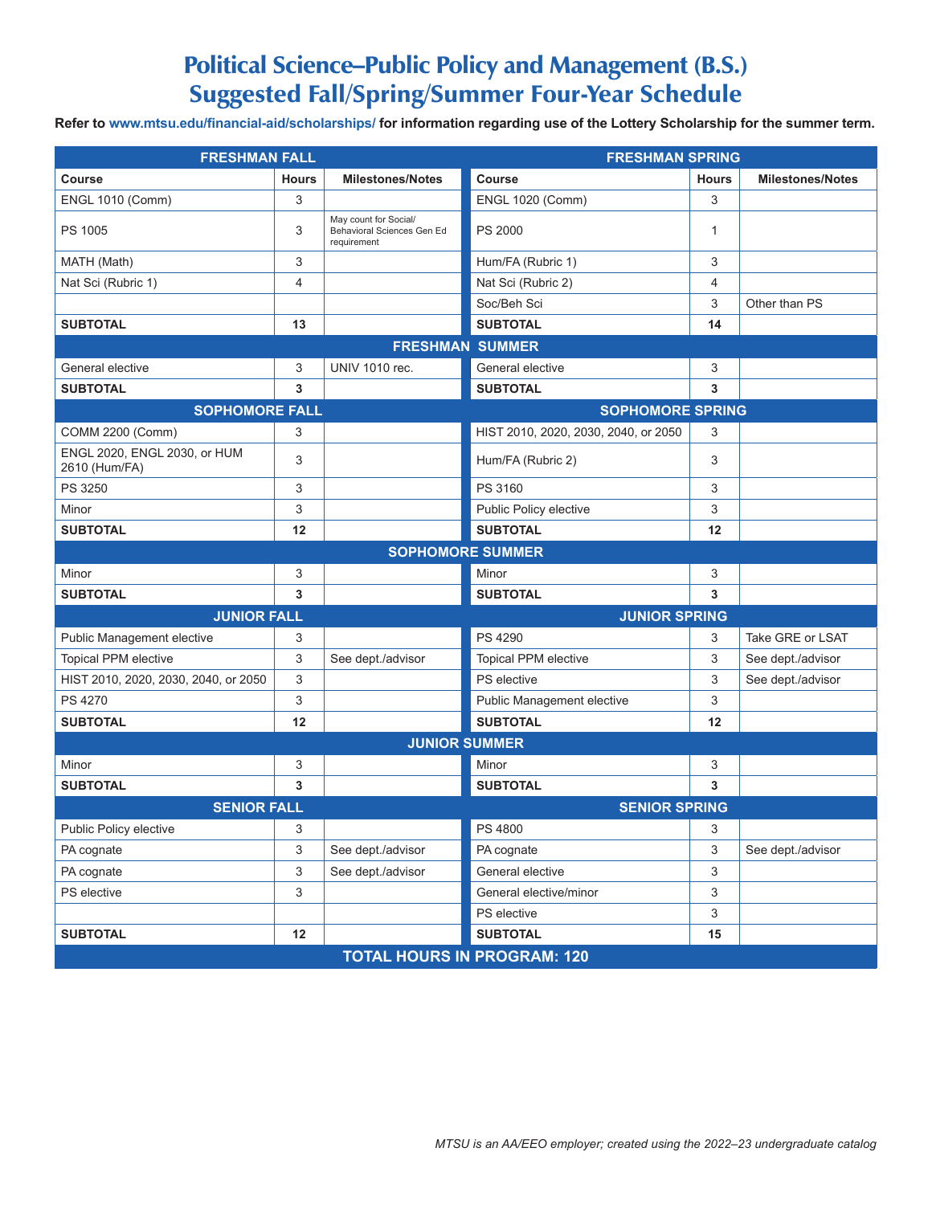# Political Science–Public Policy and Management (B.S.)
# Suggested Fall/Spring/Summer Four-Year Schedule

**Refer to www.mtsu.edu/financial-aid/scholarships/ for information regarding use of the Lottery Scholarship for the summer term.**

| FRESHMAN FALL | | | FRESHMAN SPRING | | |
|---|---|---|---|---|---|
| **Course** | **Hours** | **Milestones/Notes** | **Course** | **Hours** | **Milestones/Notes** |
| ENGL 1010 (Comm) | 3 | | ENGL 1020 (Comm) | 3 | |
| PS 1005 | 3 | May count for Social/ Behavioral Sciences Gen Ed requirement | PS 2000 | 1 | |
| MATH (Math) | 3 | | Hum/FA (Rubric 1) | 3 | |
| Nat Sci (Rubric 1) | 4 | | Nat Sci (Rubric 2) | 4 | |
| | | | Soc/Beh Sci | 3 | Other than PS |
| **SUBTOTAL** | **13** | | **SUBTOTAL** | **14** | |
| **FRESHMAN SUMMER** | | | | | |
| General elective | 3 | UNIV 1010 rec. | General elective | 3 | |
| **SUBTOTAL** | **3** | | **SUBTOTAL** | **3** | |
| **SOPHOMORE FALL** | | | **SOPHOMORE SPRING** | | |
| COMM 2200 (Comm) | 3 | | HIST 2010, 2020, 2030, 2040, or 2050 | 3 | |
| ENGL 2020, ENGL 2030, or HUM 2610 (Hum/FA) | 3 | | Hum/FA (Rubric 2) | 3 | |
| PS 3250 | 3 | | PS 3160 | 3 | |
| Minor | 3 | | Public Policy elective | 3 | |
| **SUBTOTAL** | **12** | | **SUBTOTAL** | **12** | |
| **SOPHOMORE SUMMER** | | | | | |
| Minor | 3 | | Minor | 3 | |
| **SUBTOTAL** | **3** | | **SUBTOTAL** | **3** | |
| **JUNIOR FALL** | | | **JUNIOR SPRING** | | |
| Public Management elective | 3 | | PS 4290 | 3 | Take GRE or LSAT |
| Topical PPM elective | 3 | See dept./advisor | Topical PPM elective | 3 | See dept./advisor |
| HIST 2010, 2020, 2030, 2040, or 2050 | 3 | | PS elective | 3 | See dept./advisor |
| PS 4270 | 3 | | Public Management elective | 3 | |
| **SUBTOTAL** | **12** | | **SUBTOTAL** | **12** | |
| **JUNIOR SUMMER** | | | | | |
| Minor | 3 | | Minor | 3 | |
| **SUBTOTAL** | **3** | | **SUBTOTAL** | **3** | |
| **SENIOR FALL** | | | **SENIOR SPRING** | | |
| Public Policy elective | 3 | | PS 4800 | 3 | |
| PA cognate | 3 | See dept./advisor | PA cognate | 3 | See dept./advisor |
| PA cognate | 3 | See dept./advisor | General elective | 3 | |
| PS elective | 3 | | General elective/minor | 3 | |
| | | | PS elective | 3 | |
| **SUBTOTAL** | **12** | | **SUBTOTAL** | **15** | |
| **TOTAL HOURS IN PROGRAM: 120** | | | | | |

*MTSU is an AA/EEO employer; created using the 2022–23 undergraduate catalog*